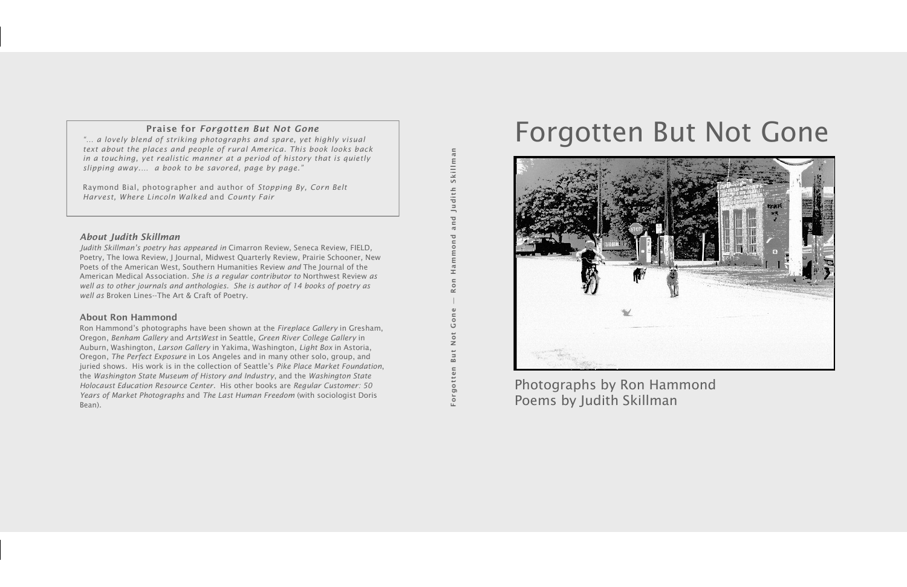# Forgotten But Not Gone

Photographs by Ron Hammond
Poems by Judith Skillman

Forgotten But Not Gone — Ron Hammond and Judith Skillman

### Praise for *Forgotten But Not Gone*

*"... a lovely blend of striking photographs and spare, yet highly visual text about the places and people of rural America. This book looks back in a touching, yet realistic manner at a period of history that is quietly slipping away.... a book to be savored, page by page."*

Raymond Bial, photographer and author of *Stopping By*, *Corn Belt Harvest*, *Where Lincoln Walked* and *County Fair*

### *About Judith Skillman*

*Judith Skillman's poetry has appeared in* Cimarron Review, Seneca Review, FIELD, Poetry, The Iowa Review, J Journal, Midwest Quarterly Review, Prairie Schooner, New Poets of the American West, Southern Humanities Review *and* The Journal of the American Medical Association. *She is a regular contributor to* Northwest Review *as well as to other journals and anthologies. She is author of 14 books of poetry as well as* Broken Lines--The Art & Craft of Poetry.

### About Ron Hammond

Ron Hammond's photographs have been shown at the *Fireplace Gallery* in Gresham, Oregon, *Benham Gallery* and *ArtsWest* in Seattle, *Green River College Gallery* in Auburn, Washington, *Larson Gallery* in Yakima, Washington, *Light Box* in Astoria, Oregon, *The Perfect Exposure* in Los Angeles and in many other solo, group, and juried shows. His work is in the collection of Seattle's *Pike Place Market Foundation*, the *Washington State Museum of History and Industry*, and the *Washington State Holocaust Education Resource Center*. His other books are *Regular Customer: 50 Years of Market Photographs* and *The Last Human Freedom* (with sociologist Doris Bean).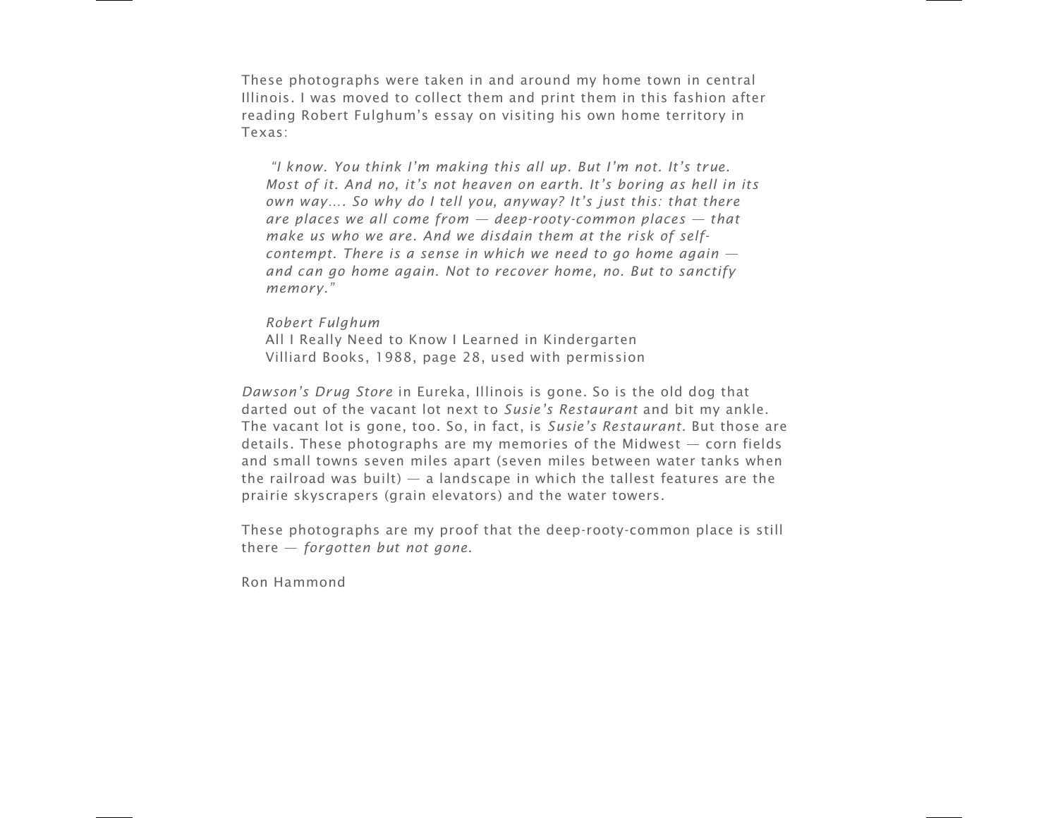These photographs were taken in and around my home town in central Illinois. I was moved to collect them and print them in this fashion after reading Robert Fulghum's essay on visiting his own home territory in Texas:

> *"I know. You think I'm making this all up. But I'm not. It's true. Most of it. And no, it's not heaven on earth. It's boring as hell in its own way.... So why do I tell you, anyway? It's just this: that there are places we all come from — deep-rooty-common places — that make us who we are. And we disdain them at the risk of self-contempt. There is a sense in which we need to go home again — and can go home again. Not to recover home, no. But to sanctify memory."*
>
> *Robert Fulghum*
> All I Really Need to Know I Learned in Kindergarten
> Villiard Books, 1988, page 28, used with permission

*Dawson's Drug Store* in Eureka, Illinois is gone. So is the old dog that darted out of the vacant lot next to *Susie's Restaurant* and bit my ankle. The vacant lot is gone, too. So, in fact, is *Susie's Restaurant*. But those are details. These photographs are my memories of the Midwest — corn fields and small towns seven miles apart (seven miles between water tanks when the railroad was built) — a landscape in which the tallest features are the prairie skyscrapers (grain elevators) and the water towers.

These photographs are my proof that the deep-rooty-common place is still there — *forgotten but not gone.*

Ron Hammond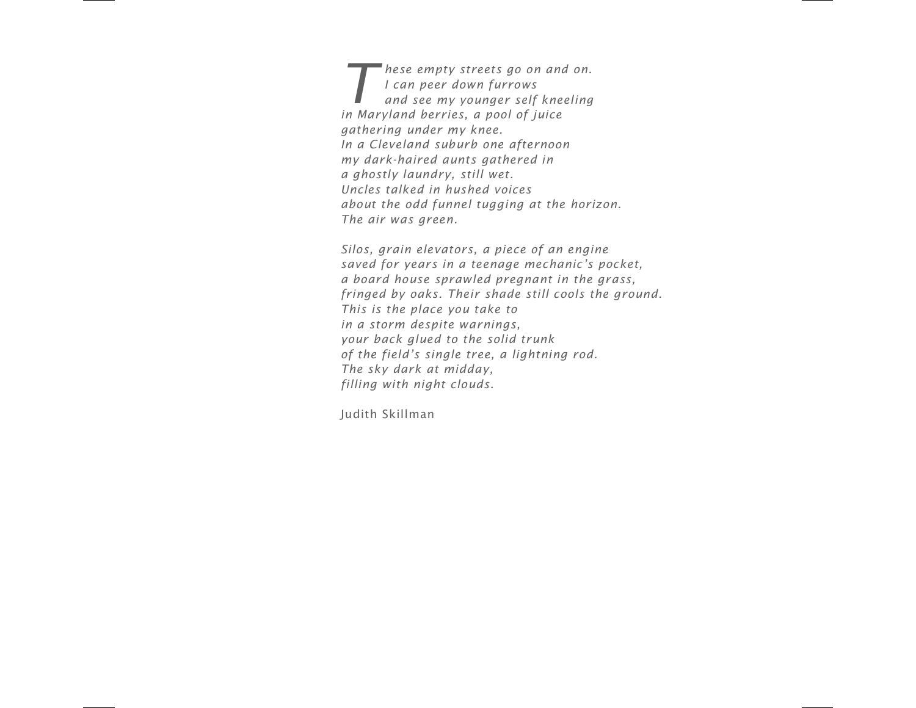*These empty streets go on and on.*
*I can peer down furrows*
*and see my younger self kneeling*
*in Maryland berries, a pool of juice*
*gathering under my knee.*
*In a Cleveland suburb one afternoon*
*my dark-haired aunts gathered in*
*a ghostly laundry, still wet.*
*Uncles talked in hushed voices*
*about the odd funnel tugging at the horizon.*
*The air was green.*

*Silos, grain elevators, a piece of an engine*
*saved for years in a teenage mechanic's pocket,*
*a board house sprawled pregnant in the grass,*
*fringed by oaks. Their shade still cools the ground.*
*This is the place you take to*
*in a storm despite warnings,*
*your back glued to the solid trunk*
*of the field's single tree, a lightning rod.*
*The sky dark at midday,*
*filling with night clouds.*

Judith Skillman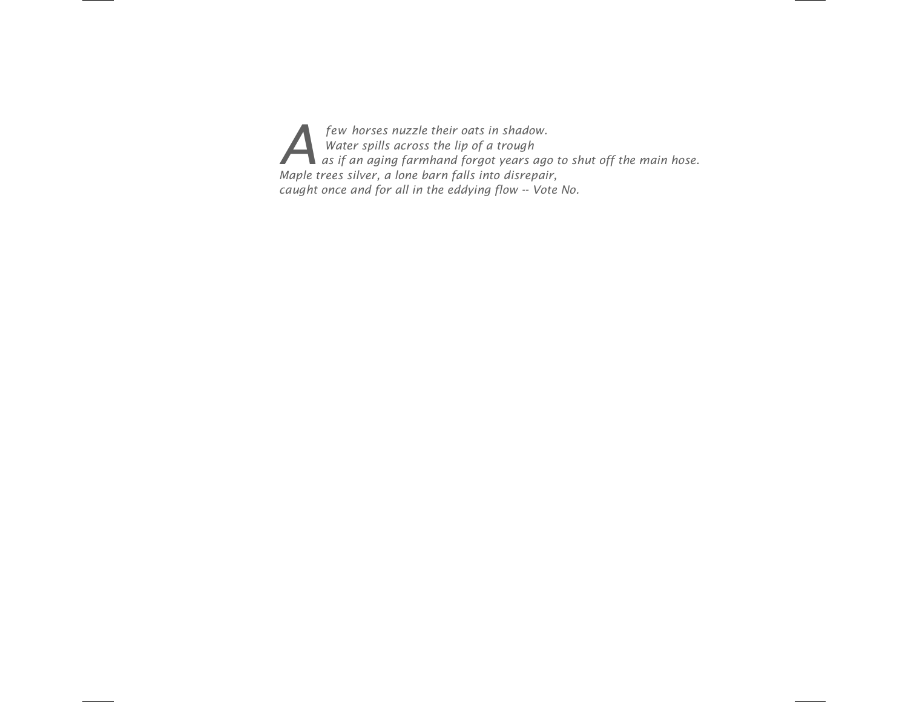*A few horses nuzzle their oats in shadow.*
*Water spills across the lip of a trough*
*as if an aging farmhand forgot years ago to shut off the main hose.*
*Maple trees silver, a lone barn falls into disrepair,*
*caught once and for all in the eddying flow -- Vote No.*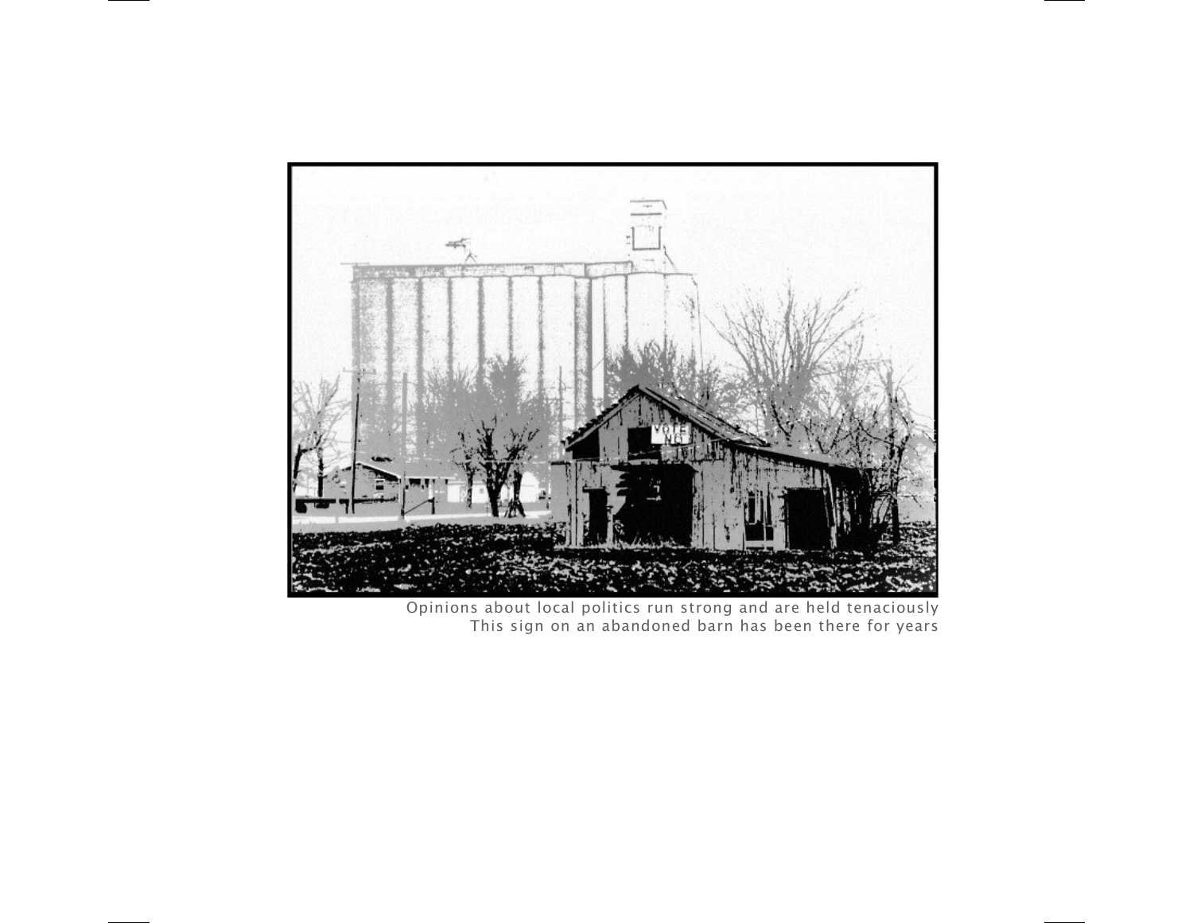Opinions about local politics run strong and are held tenaciously
This sign on an abandoned barn has been there for years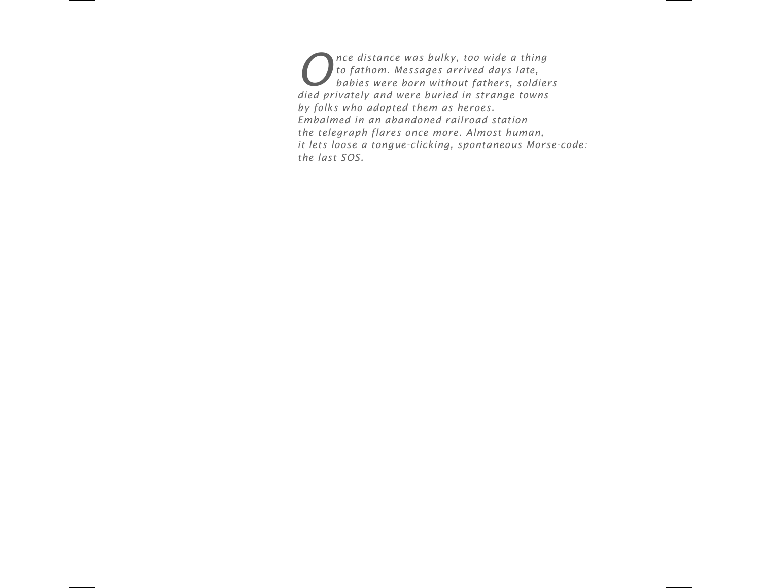*Once distance was bulky, too wide a thing*
*to fathom. Messages arrived days late,*
*babies were born without fathers, soldiers*
*died privately and were buried in strange towns*
*by folks who adopted them as heroes.*
*Embalmed in an abandoned railroad station*
*the telegraph flares once more. Almost human,*
*it lets loose a tongue-clicking, spontaneous Morse-code:*
*the last SOS.*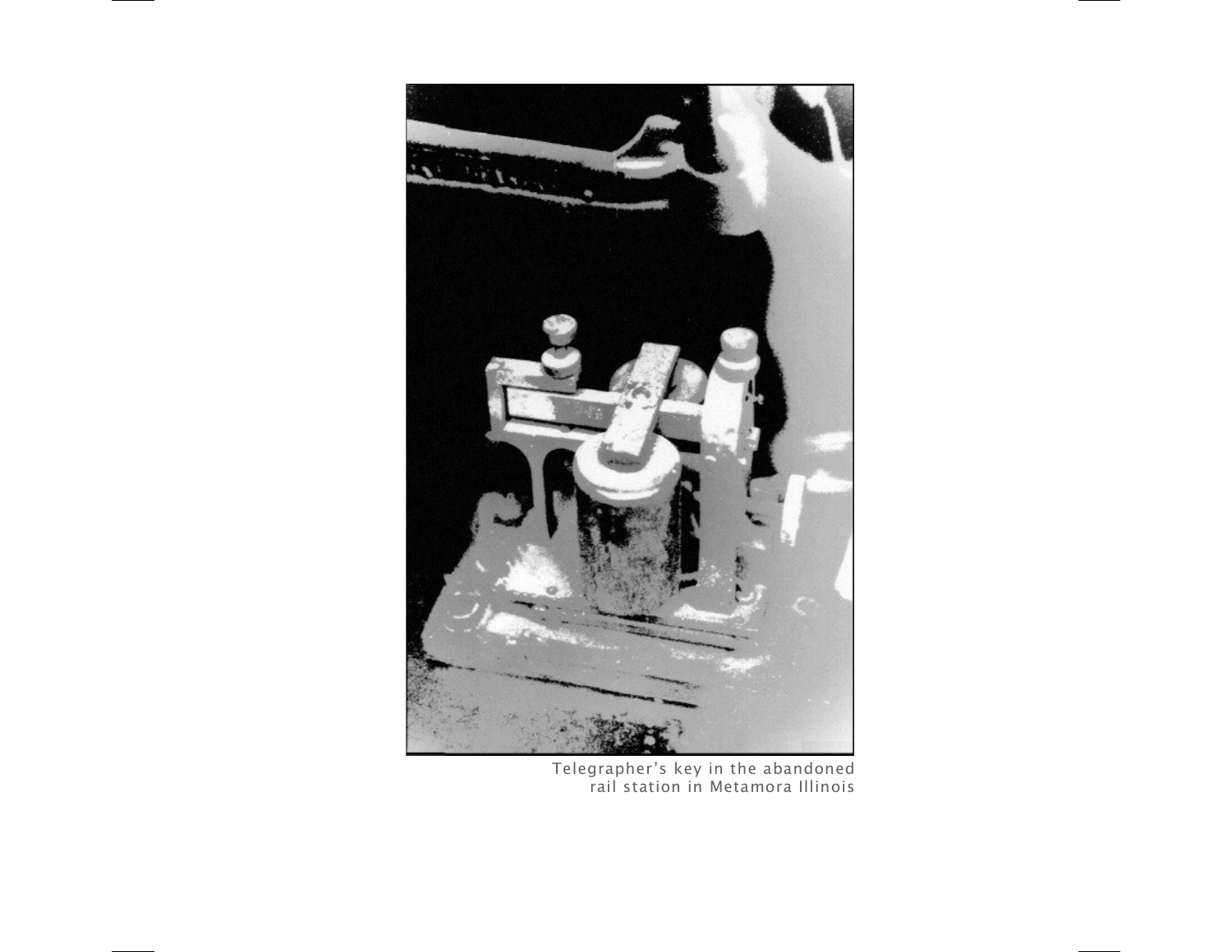Telegrapher's key in the abandoned
rail station in Metamora Illinois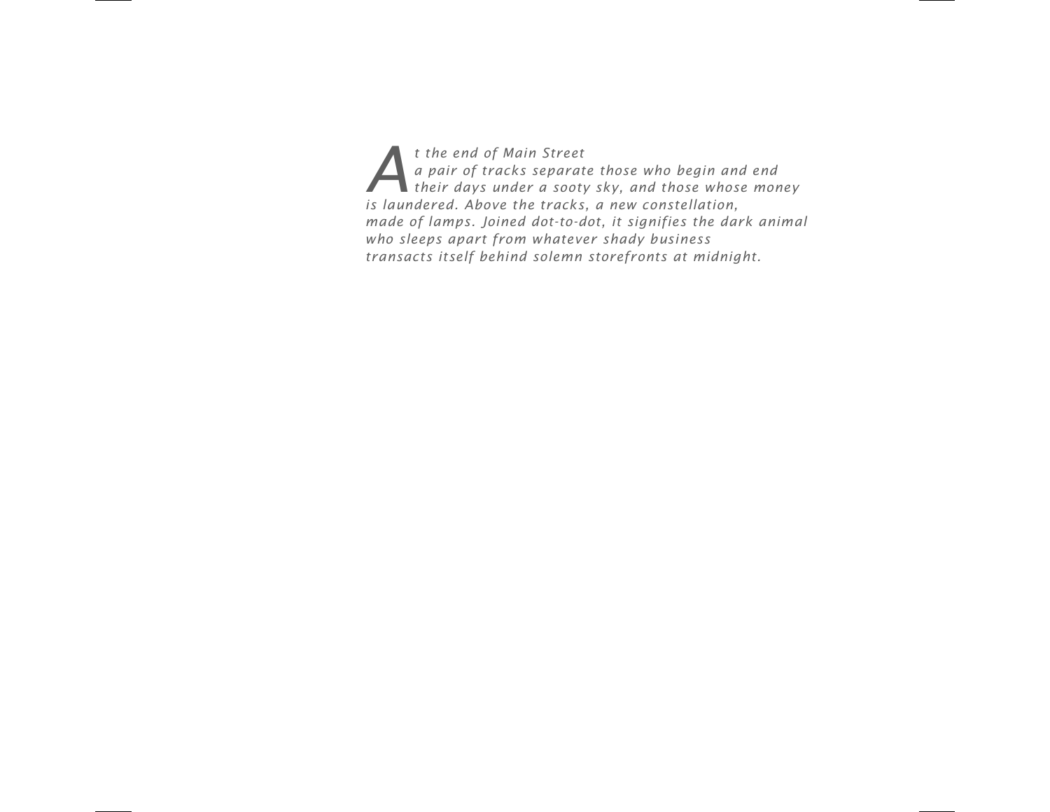*At the end of Main Street*
*a pair of tracks separate those who begin and end*
*their days under a sooty sky, and those whose money*
*is laundered. Above the tracks, a new constellation,*
*made of lamps. Joined dot-to-dot, it signifies the dark animal*
*who sleeps apart from whatever shady business*
*transacts itself behind solemn storefronts at midnight.*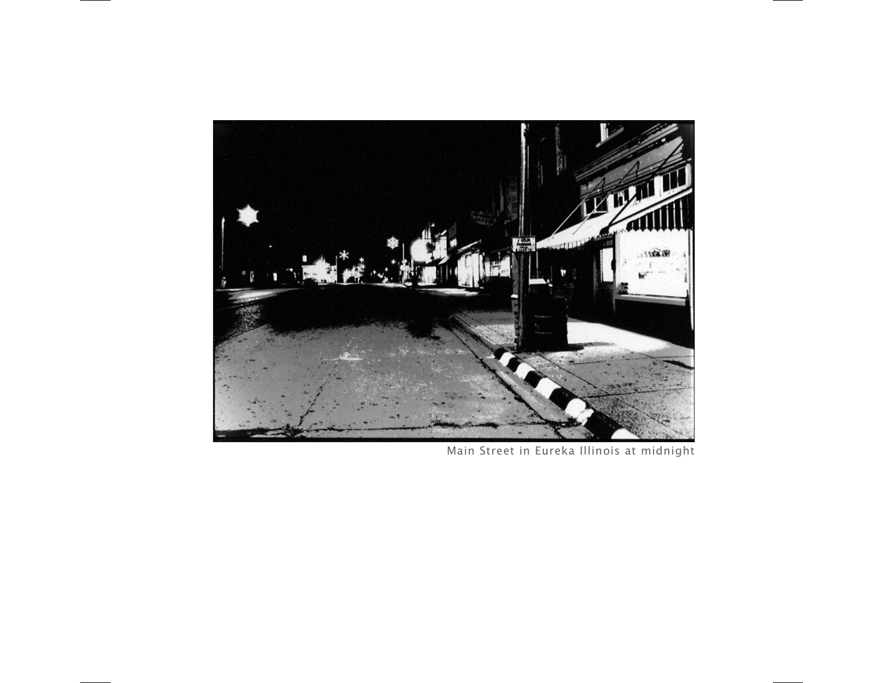Main Street in Eureka Illinois at midnight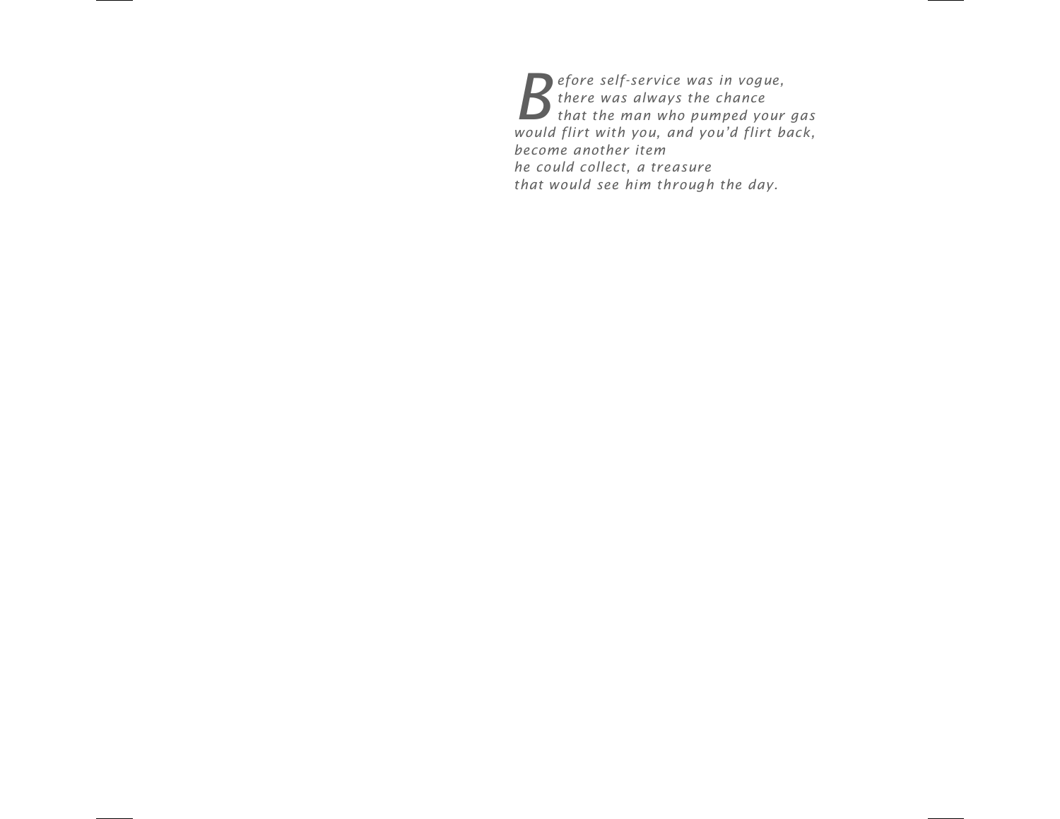*Before self-service was in vogue,*
*there was always the chance*
*that the man who pumped your gas*
*would flirt with you, and you'd flirt back,*
*become another item*
*he could collect, a treasure*
*that would see him through the day.*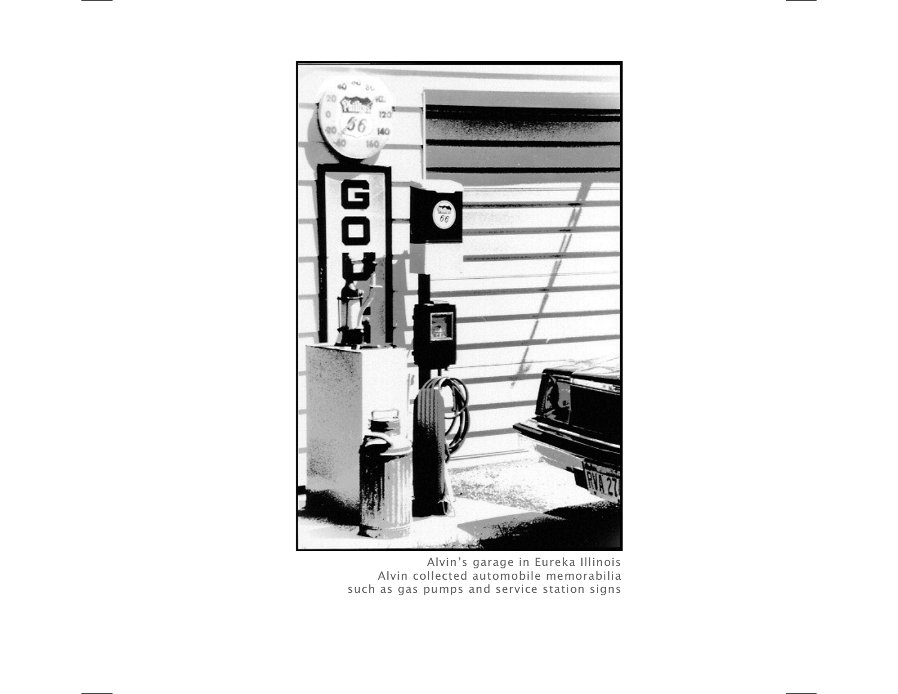Alvin's garage in Eureka Illinois
Alvin collected automobile memorabilia
such as gas pumps and service station signs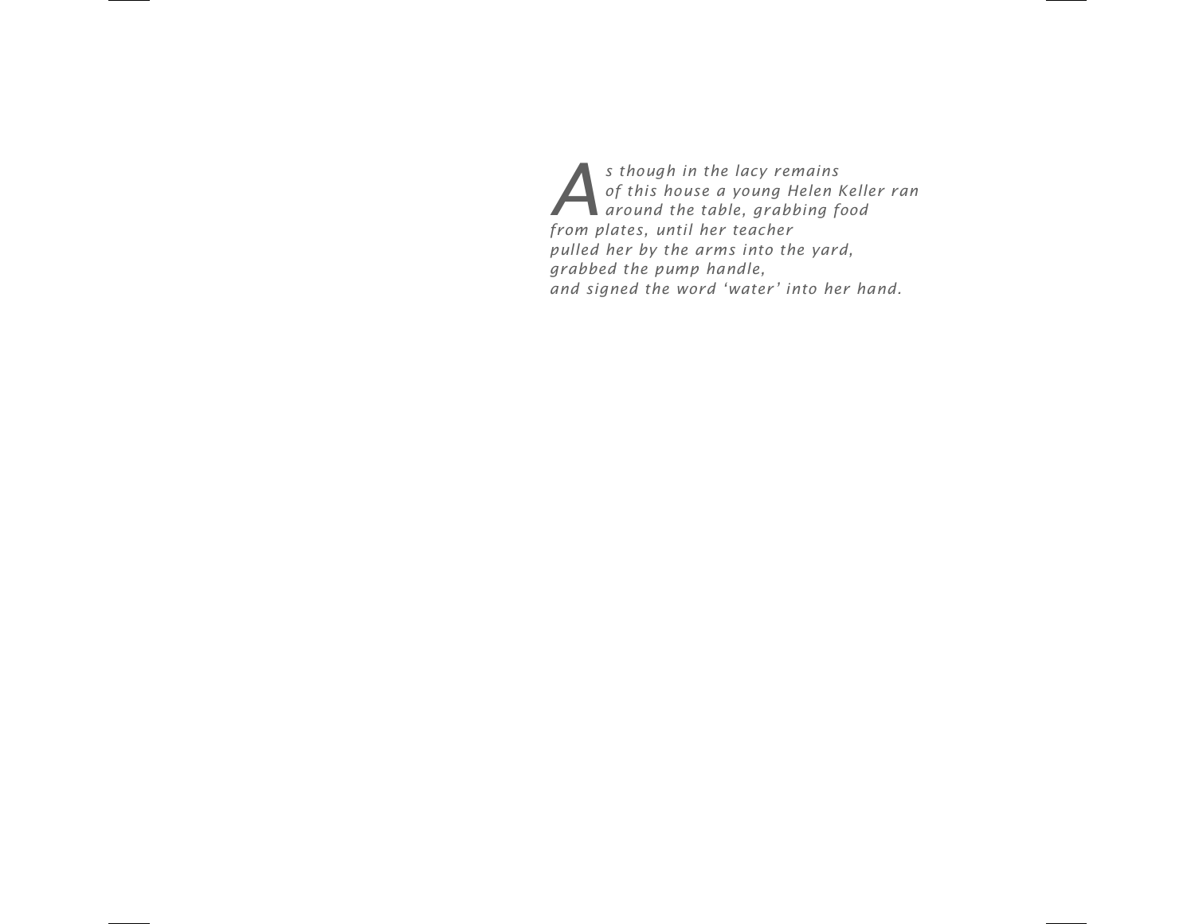*As though in the lacy remains*
*of this house a young Helen Keller ran*
*around the table, grabbing food*
*from plates, until her teacher*
*pulled her by the arms into the yard,*
*grabbed the pump handle,*
*and signed the word 'water' into her hand.*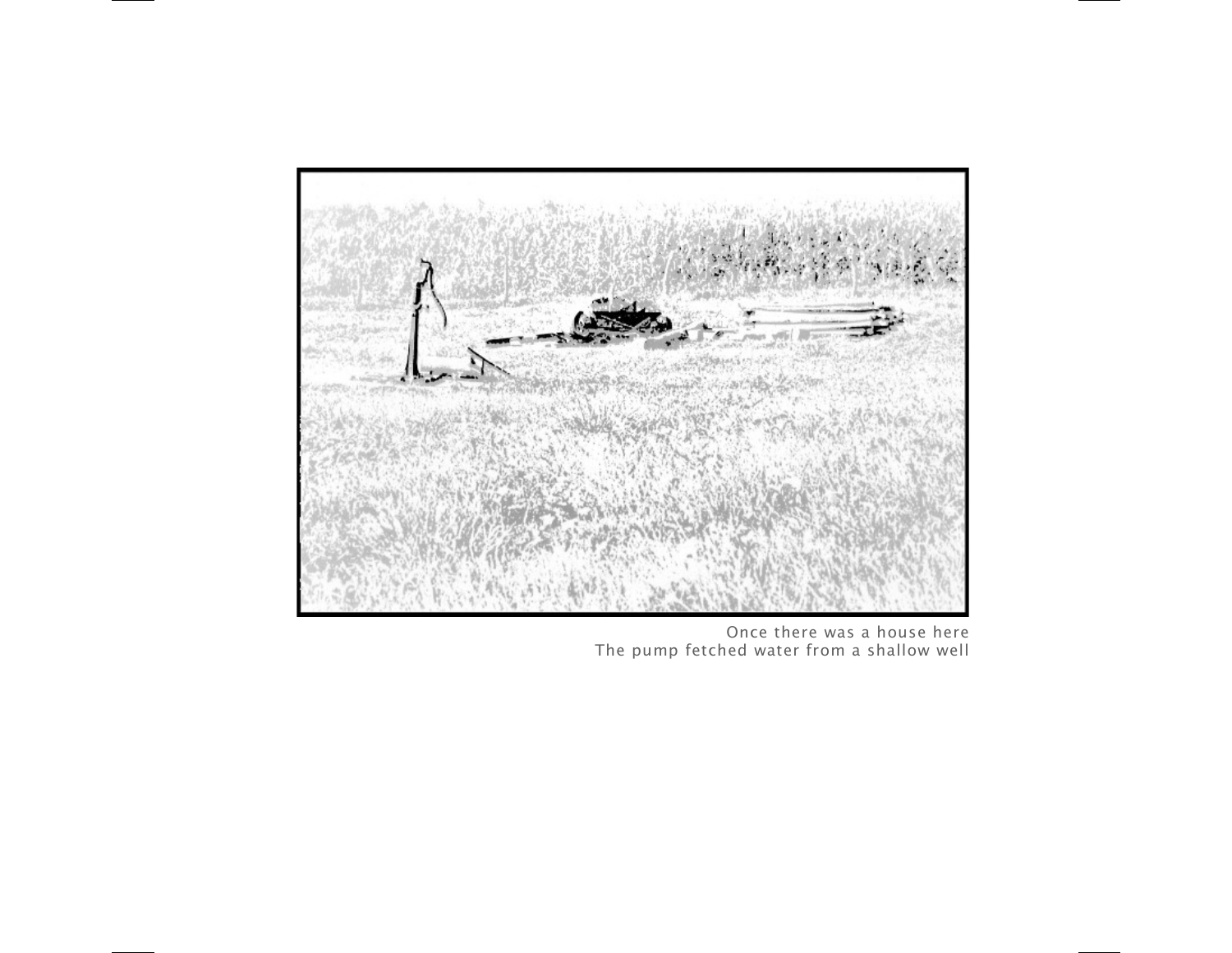Once there was a house here
The pump fetched water from a shallow well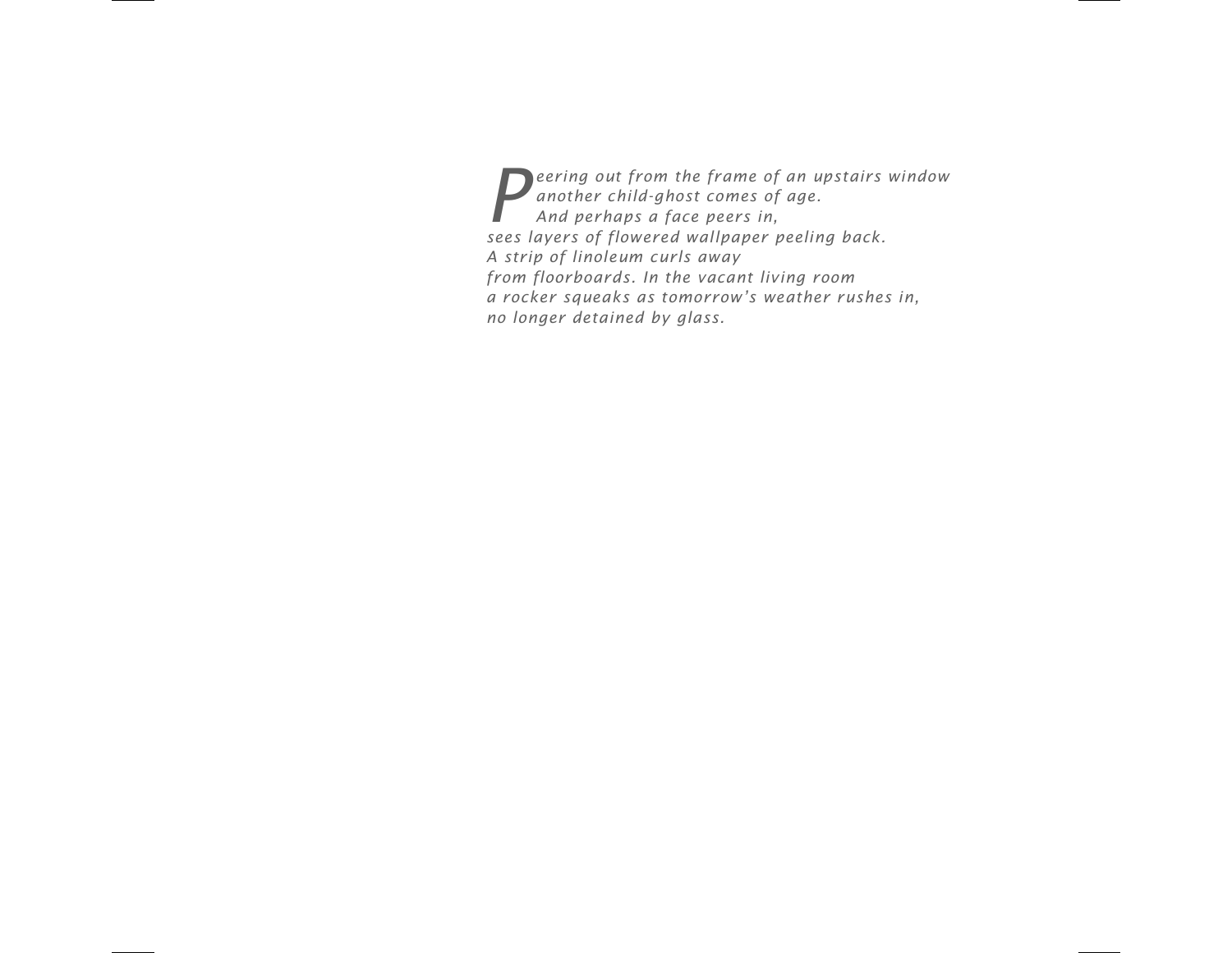*Peering out from the frame of an upstairs window*  
*another child-ghost comes of age.*  
*And perhaps a face peers in,*  
*sees layers of flowered wallpaper peeling back.*  
*A strip of linoleum curls away*  
*from floorboards. In the vacant living room*  
*a rocker squeaks as tomorrow's weather rushes in,*  
*no longer detained by glass.*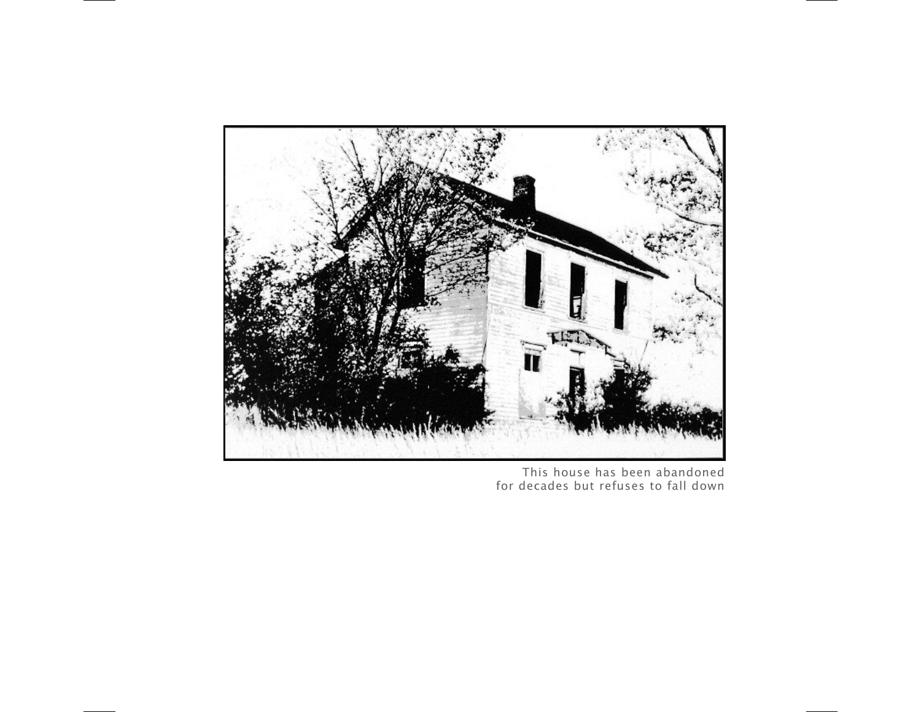This house has been abandoned
for decades but refuses to fall down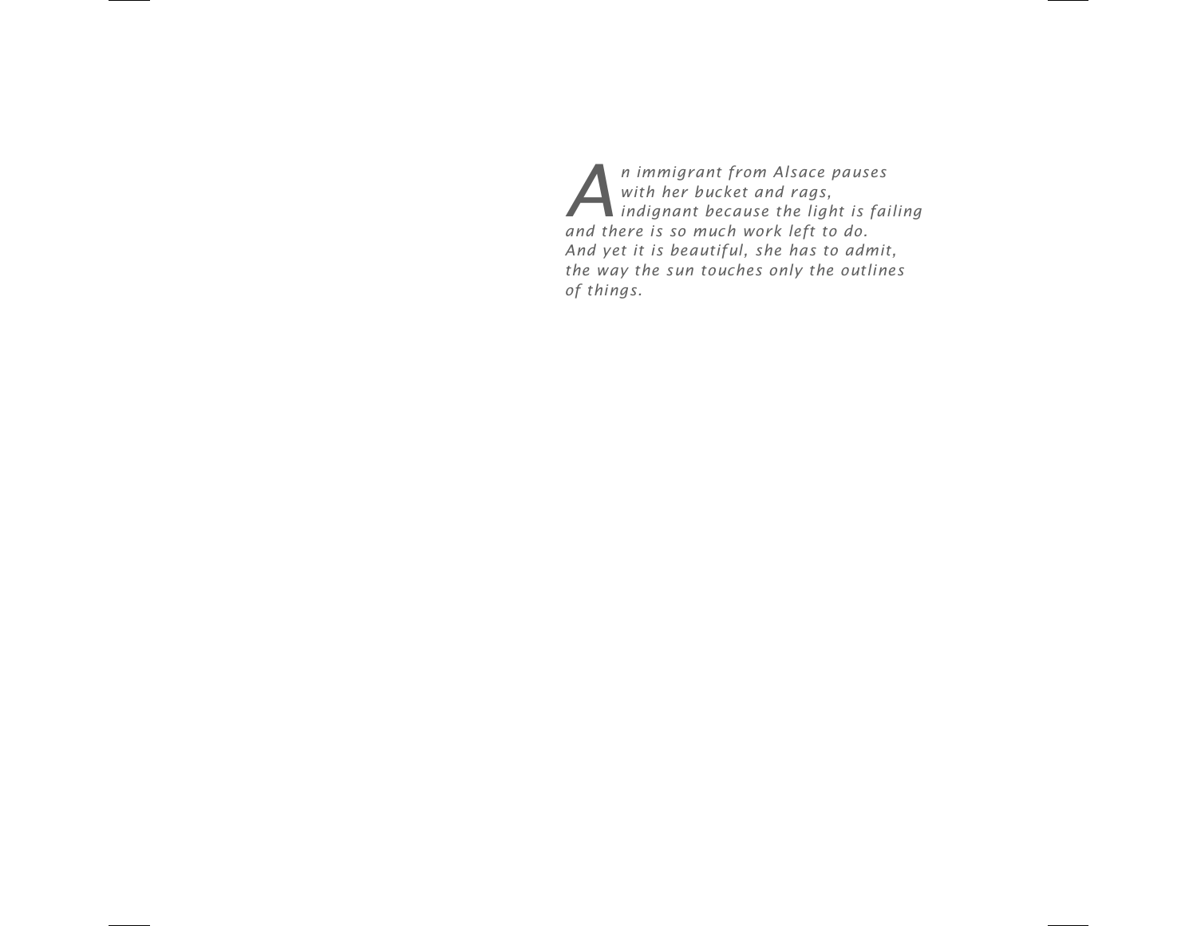*An immigrant from Alsace pauses*
*with her bucket and rags,*
*indignant because the light is failing*
*and there is so much work left to do.*
*And yet it is beautiful, she has to admit,*
*the way the sun touches only the outlines*
*of things.*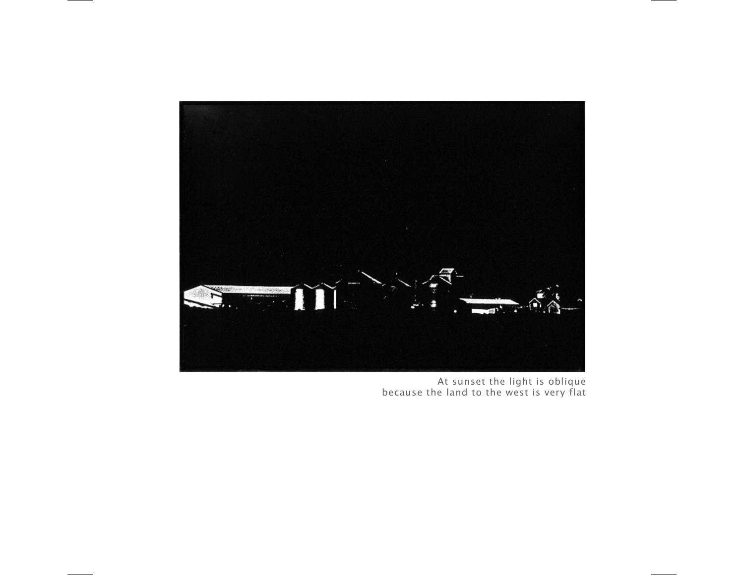At sunset the light is oblique
because the land to the west is very flat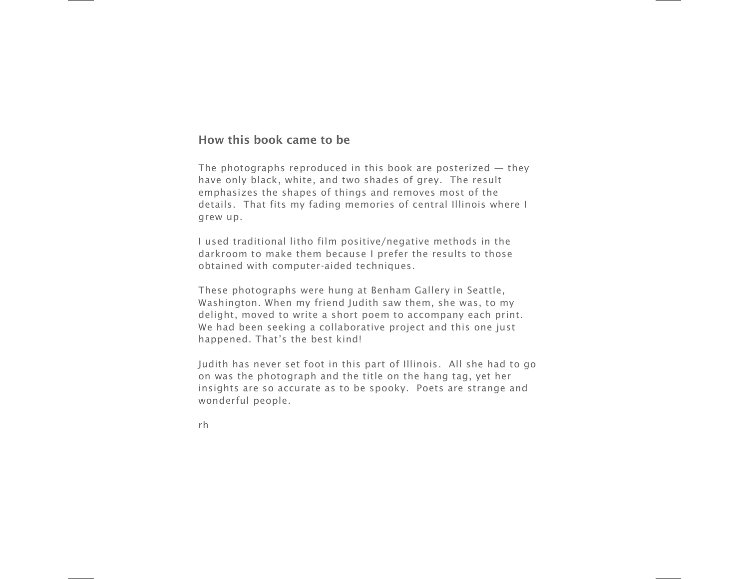## How this book came to be

The photographs reproduced in this book are posterized — they have only black, white, and two shades of grey. The result emphasizes the shapes of things and removes most of the details. That fits my fading memories of central Illinois where I grew up.

I used traditional litho film positive/negative methods in the darkroom to make them because I prefer the results to those obtained with computer-aided techniques.

These photographs were hung at Benham Gallery in Seattle, Washington. When my friend Judith saw them, she was, to my delight, moved to write a short poem to accompany each print. We had been seeking a collaborative project and this one just happened. That's the best kind!

Judith has never set foot in this part of Illinois. All she had to go on was the photograph and the title on the hang tag, yet her insights are so accurate as to be spooky. Poets are strange and wonderful people.

rh